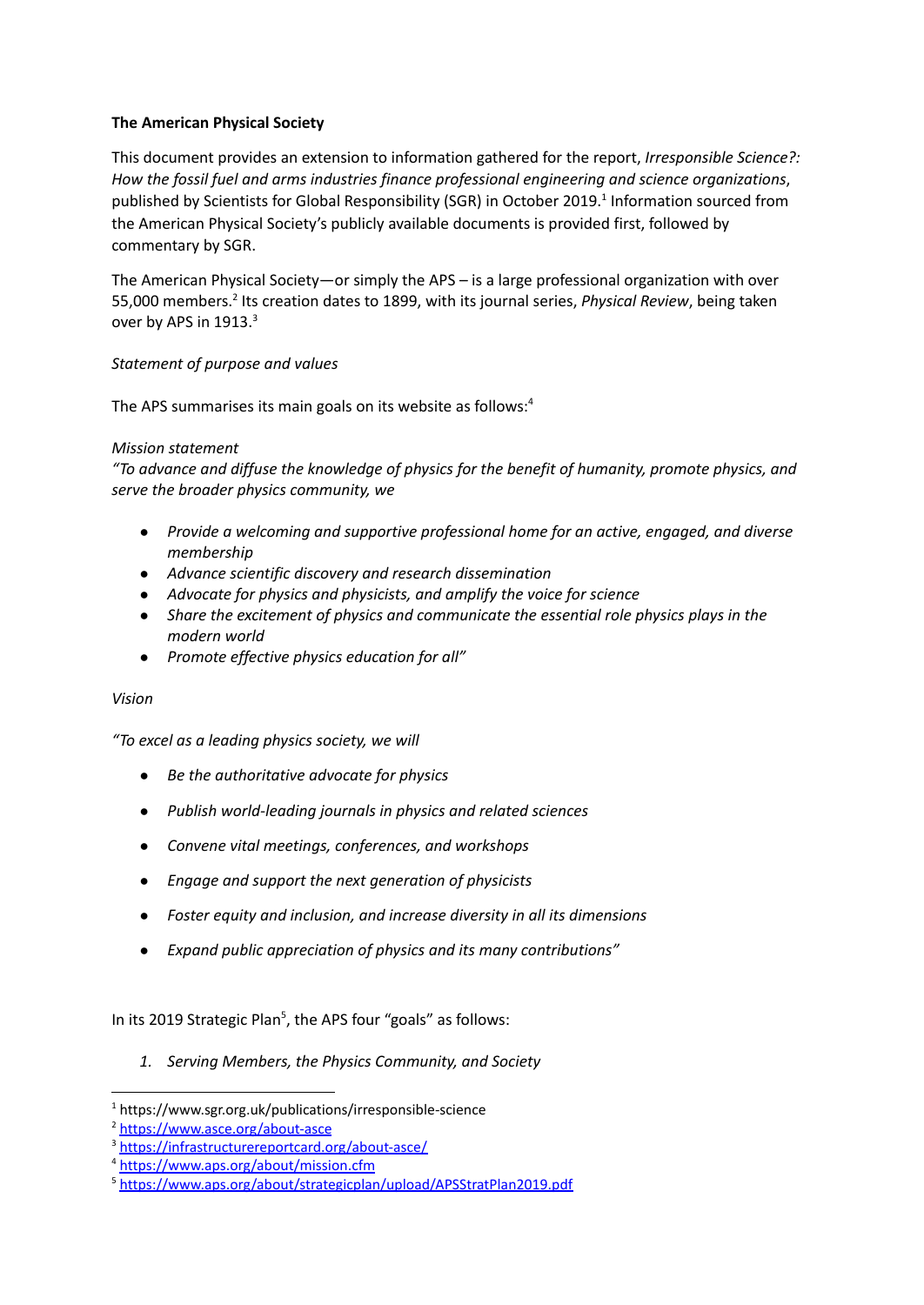**The American Physical Society**

This document provides an extension to information gathered for the report, *Irresponsible Science?: How the fossil fuel and arms industries finance professional engineering and science organizations*, published by Scientists for Global Responsibility (SGR) in October 2019.[1] Information sourced from the American Physical Society's publicly available documents is provided first, followed by commentary by SGR.

The American Physical Society—or simply the APS – is a large professional organization with over 55,000 members.[2] Its creation dates to 1899, with its journal series, *Physical Review*, being taken over by APS in 1913.[3]

*Statement of purpose and values*

The APS summarises its main goals on its website as follows:[4]

*Mission statement*

*"To advance and diffuse the knowledge of physics for the benefit of humanity, promote physics, and serve the broader physics community, we*

- *Provide a welcoming and supportive professional home for an active, engaged, and diverse membership*
- *Advance scientific discovery and research dissemination*
- *Advocate for physics and physicists, and amplify the voice for science*
- *Share the excitement of physics and communicate the essential role physics plays in the modern world*
- *Promote effective physics education for all"*

*Vision*

*"To excel as a leading physics society, we will*

- *Be the authoritative advocate for physics*
- *Publish world-leading journals in physics and related sciences*
- *Convene vital meetings, conferences, and workshops*
- *Engage and support the next generation of physicists*
- *Foster equity and inclusion, and increase diversity in all its dimensions*
- *Expand public appreciation of physics and its many contributions"*

In its 2019 Strategic Plan[5], the APS four "goals" as follows:

1. *Serving Members, the Physics Community, and Society*

---

[1] https://www.sgr.org.uk/publications/irresponsible-science

[2] https://www.asce.org/about-asce

[3] https://infrastructurereportcard.org/about-asce/

[4] https://www.aps.org/about/mission.cfm

[5] https://www.aps.org/about/strategicplan/upload/APSStratPlan2019.pdf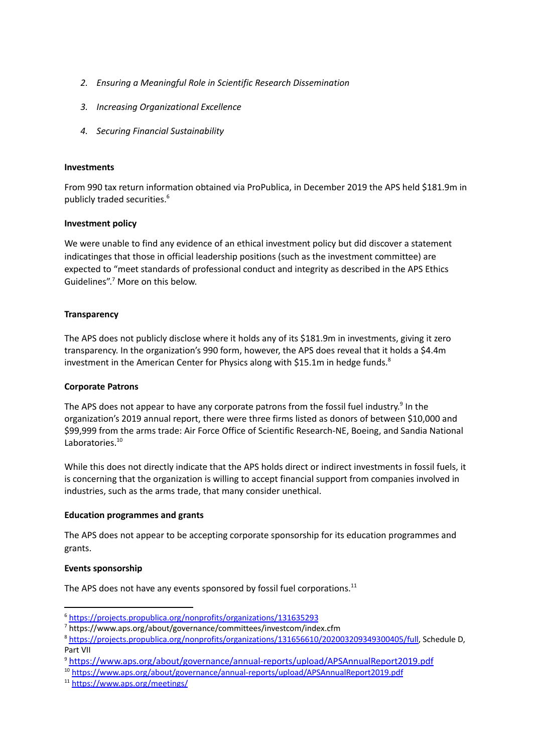2. *Ensuring a Meaningful Role in Scientific Research Dissemination*
3. *Increasing Organizational Excellence*
4. *Securing Financial Sustainability*

**Investments**

From 990 tax return information obtained via ProPublica, in December 2019 the APS held $181.9m in publicly traded securities.[6]

**Investment policy**

We were unable to find any evidence of an ethical investment policy but did discover a statement indicatinges that those in official leadership positions (such as the investment committee) are expected to "meet standards of professional conduct and integrity as described in the APS Ethics Guidelines".[7] More on this below.

**Transparency**

The APS does not publicly disclose where it holds any of its $181.9m in investments, giving it zero transparency. In the organization's 990 form, however, the APS does reveal that it holds a $4.4m investment in the American Center for Physics along with $15.1m in hedge funds.[8]

**Corporate Patrons**

The APS does not appear to have any corporate patrons from the fossil fuel industry.[9] In the organization's 2019 annual report, there were three firms listed as donors of between $10,000 and $99,999 from the arms trade: Air Force Office of Scientific Research-NE, Boeing, and Sandia National Laboratories.[10]

While this does not directly indicate that the APS holds direct or indirect investments in fossil fuels, it is concerning that the organization is willing to accept financial support from companies involved in industries, such as the arms trade, that many consider unethical.

**Education programmes and grants**

The APS does not appear to be accepting corporate sponsorship for its education programmes and grants.

**Events sponsorship**

The APS does not have any events sponsored by fossil fuel corporations.[11]

---

[6] https://projects.propublica.org/nonprofits/organizations/131635293

[7] https://www.aps.org/about/governance/committees/investcom/index.cfm

[8] https://projects.propublica.org/nonprofits/organizations/131656610/202003209349300405/full, Schedule D, Part VII

[9] https://www.aps.org/about/governance/annual-reports/upload/APSAnnualReport2019.pdf

[10] https://www.aps.org/about/governance/annual-reports/upload/APSAnnualReport2019.pdf

[11] https://www.aps.org/meetings/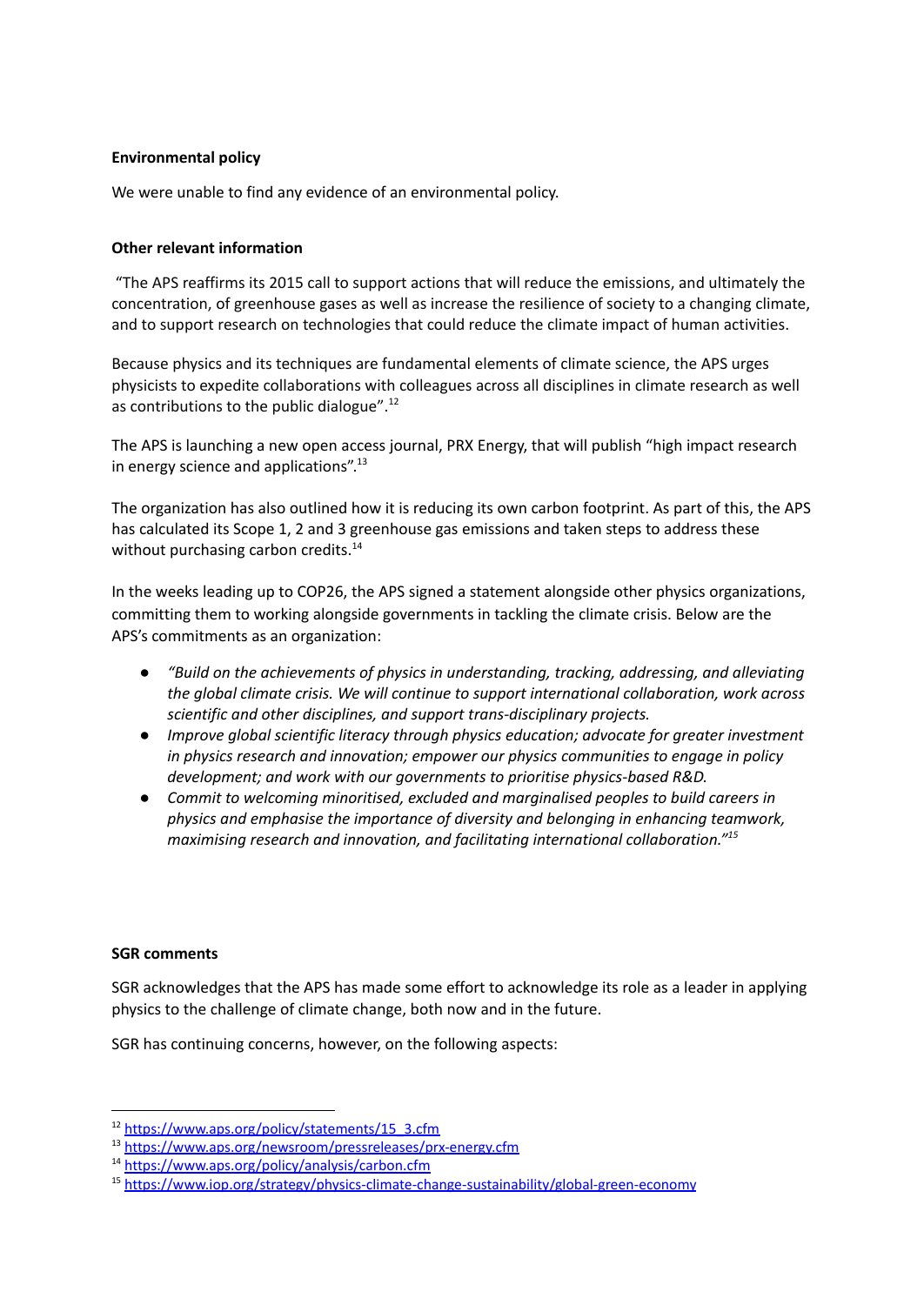**Environmental policy**

We were unable to find any evidence of an environmental policy.

**Other relevant information**

"The APS reaffirms its 2015 call to support actions that will reduce the emissions, and ultimately the concentration, of greenhouse gases as well as increase the resilience of society to a changing climate, and to support research on technologies that could reduce the climate impact of human activities.

Because physics and its techniques are fundamental elements of climate science, the APS urges physicists to expedite collaborations with colleagues across all disciplines in climate research as well as contributions to the public dialogue".[12]

The APS is launching a new open access journal, PRX Energy, that will publish "high impact research in energy science and applications".[13]

The organization has also outlined how it is reducing its own carbon footprint. As part of this, the APS has calculated its Scope 1, 2 and 3 greenhouse gas emissions and taken steps to address these without purchasing carbon credits.[14]

In the weeks leading up to COP26, the APS signed a statement alongside other physics organizations, committing them to working alongside governments in tackling the climate crisis. Below are the APS's commitments as an organization:

- *"Build on the achievements of physics in understanding, tracking, addressing, and alleviating the global climate crisis. We will continue to support international collaboration, work across scientific and other disciplines, and support trans-disciplinary projects.*
- *Improve global scientific literacy through physics education; advocate for greater investment in physics research and innovation; empower our physics communities to engage in policy development; and work with our governments to prioritise physics-based R&D.*
- *Commit to welcoming minoritised, excluded and marginalised peoples to build careers in physics and emphasise the importance of diversity and belonging in enhancing teamwork, maximising research and innovation, and facilitating international collaboration."*[15]

**SGR comments**

SGR acknowledges that the APS has made some effort to acknowledge its role as a leader in applying physics to the challenge of climate change, both now and in the future.

SGR has continuing concerns, however, on the following aspects:

---

[12] https://www.aps.org/policy/statements/15_3.cfm

[13] https://www.aps.org/newsroom/pressreleases/prx-energy.cfm

[14] https://www.aps.org/policy/analysis/carbon.cfm

[15] https://www.iop.org/strategy/physics-climate-change-sustainability/global-green-economy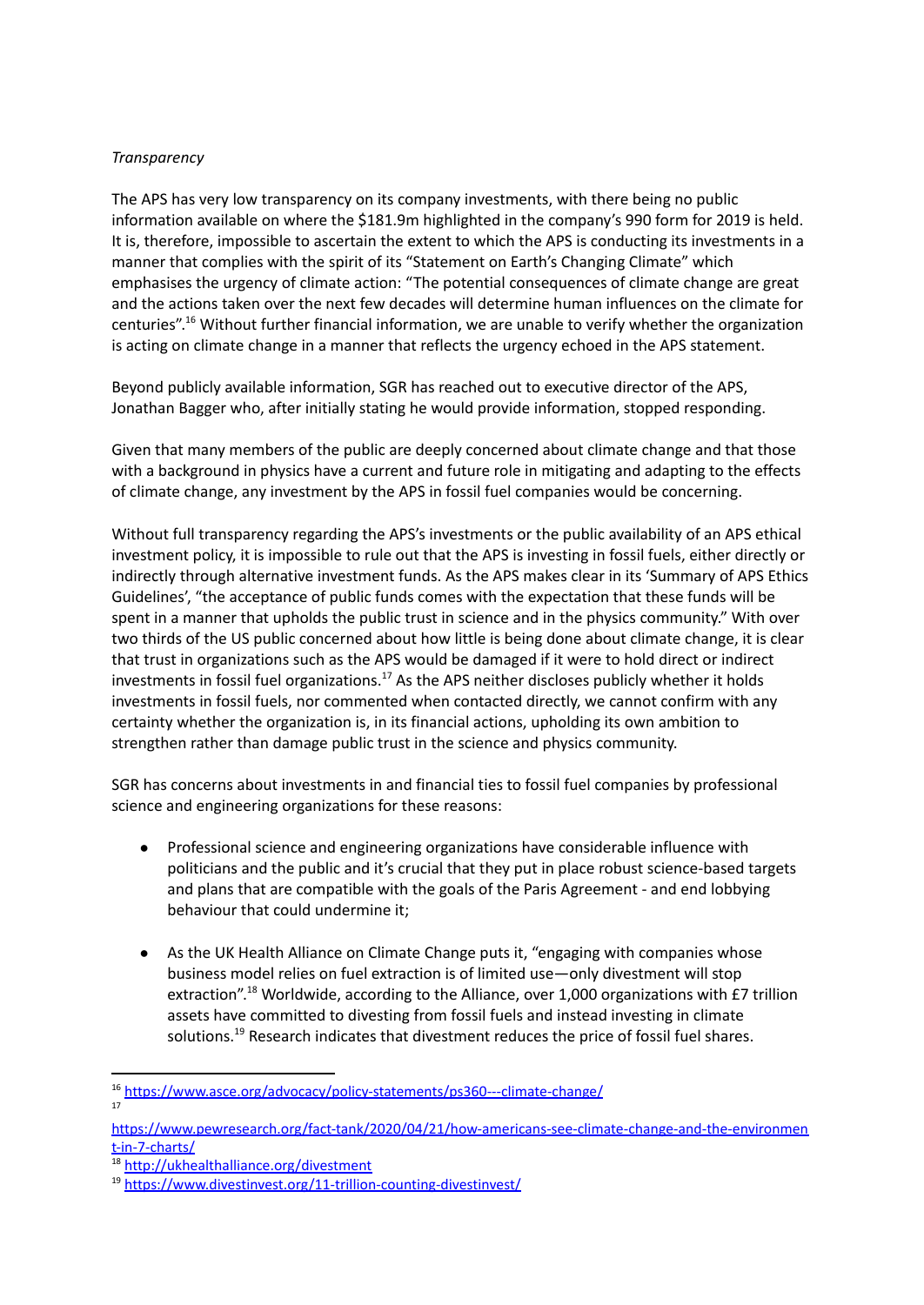*Transparency*

The APS has very low transparency on its company investments, with there being no public information available on where the $181.9m highlighted in the company's 990 form for 2019 is held. It is, therefore, impossible to ascertain the extent to which the APS is conducting its investments in a manner that complies with the spirit of its "Statement on Earth's Changing Climate" which emphasises the urgency of climate action: "The potential consequences of climate change are great and the actions taken over the next few decades will determine human influences on the climate for centuries".[16] Without further financial information, we are unable to verify whether the organization is acting on climate change in a manner that reflects the urgency echoed in the APS statement.

Beyond publicly available information, SGR has reached out to executive director of the APS, Jonathan Bagger who, after initially stating he would provide information, stopped responding.

Given that many members of the public are deeply concerned about climate change and that those with a background in physics have a current and future role in mitigating and adapting to the effects of climate change, any investment by the APS in fossil fuel companies would be concerning.

Without full transparency regarding the APS's investments or the public availability of an APS ethical investment policy, it is impossible to rule out that the APS is investing in fossil fuels, either directly or indirectly through alternative investment funds. As the APS makes clear in its 'Summary of APS Ethics Guidelines', "the acceptance of public funds comes with the expectation that these funds will be spent in a manner that upholds the public trust in science and in the physics community." With over two thirds of the US public concerned about how little is being done about climate change, it is clear that trust in organizations such as the APS would be damaged if it were to hold direct or indirect investments in fossil fuel organizations.[17] As the APS neither discloses publicly whether it holds investments in fossil fuels, nor commented when contacted directly, we cannot confirm with any certainty whether the organization is, in its financial actions, upholding its own ambition to strengthen rather than damage public trust in the science and physics community.

SGR has concerns about investments in and financial ties to fossil fuel companies by professional science and engineering organizations for these reasons:

- Professional science and engineering organizations have considerable influence with politicians and the public and it's crucial that they put in place robust science-based targets and plans that are compatible with the goals of the Paris Agreement - and end lobbying behaviour that could undermine it;

- As the UK Health Alliance on Climate Change puts it, "engaging with companies whose business model relies on fuel extraction is of limited use—only divestment will stop extraction".[18] Worldwide, according to the Alliance, over 1,000 organizations with £7 trillion assets have committed to divesting from fossil fuels and instead investing in climate solutions.[19] Research indicates that divestment reduces the price of fossil fuel shares.

---

[16] https://www.asce.org/advocacy/policy-statements/ps360---climate-change/

[17] https://www.pewresearch.org/fact-tank/2020/04/21/how-americans-see-climate-change-and-the-environment-in-7-charts/

[18] http://ukhealthalliance.org/divestment

[19] https://www.divestinvest.org/11-trillion-counting-divestinvest/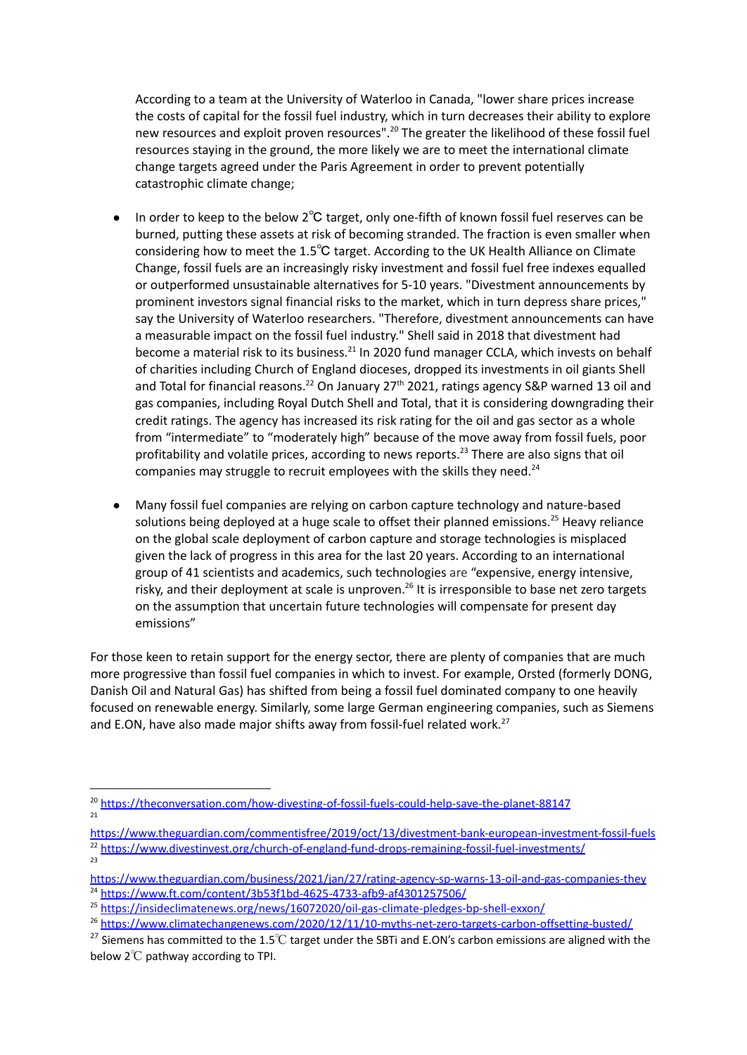According to a team at the University of Waterloo in Canada, "lower share prices increase the costs of capital for the fossil fuel industry, which in turn decreases their ability to explore new resources and exploit proven resources".[20] The greater the likelihood of these fossil fuel resources staying in the ground, the more likely we are to meet the international climate change targets agreed under the Paris Agreement in order to prevent potentially catastrophic climate change;

- In order to keep to the below 2℃ target, only one-fifth of known fossil fuel reserves can be burned, putting these assets at risk of becoming stranded. The fraction is even smaller when considering how to meet the 1.5℃ target. According to the UK Health Alliance on Climate Change, fossil fuels are an increasingly risky investment and fossil fuel free indexes equalled or outperformed unsustainable alternatives for 5-10 years. "Divestment announcements by prominent investors signal financial risks to the market, which in turn depress share prices," say the University of Waterloo researchers. "Therefore, divestment announcements can have a measurable impact on the fossil fuel industry." Shell said in 2018 that divestment had become a material risk to its business.[21] In 2020 fund manager CCLA, which invests on behalf of charities including Church of England dioceses, dropped its investments in oil giants Shell and Total for financial reasons.[22] On January 27th 2021, ratings agency S&P warned 13 oil and gas companies, including Royal Dutch Shell and Total, that it is considering downgrading their credit ratings. The agency has increased its risk rating for the oil and gas sector as a whole from "intermediate" to "moderately high" because of the move away from fossil fuels, poor profitability and volatile prices, according to news reports.[23] There are also signs that oil companies may struggle to recruit employees with the skills they need.[24]

- Many fossil fuel companies are relying on carbon capture technology and nature-based solutions being deployed at a huge scale to offset their planned emissions.[25] Heavy reliance on the global scale deployment of carbon capture and storage technologies is misplaced given the lack of progress in this area for the last 20 years. According to an international group of 41 scientists and academics, such technologies are "expensive, energy intensive, risky, and their deployment at scale is unproven.[26] It is irresponsible to base net zero targets on the assumption that uncertain future technologies will compensate for present day emissions"

For those keen to retain support for the energy sector, there are plenty of companies that are much more progressive than fossil fuel companies in which to invest. For example, Orsted (formerly DONG, Danish Oil and Natural Gas) has shifted from being a fossil fuel dominated company to one heavily focused on renewable energy. Similarly, some large German engineering companies, such as Siemens and E.ON, have also made major shifts away from fossil-fuel related work.[27]

---

[20] https://theconversation.com/how-divesting-of-fossil-fuels-could-help-save-the-planet-88147

[21] https://www.theguardian.com/commentisfree/2019/oct/13/divestment-bank-european-investment-fossil-fuels

[22] https://www.divestinvest.org/church-of-england-fund-drops-remaining-fossil-fuel-investments/

[23] https://www.theguardian.com/business/2021/jan/27/rating-agency-sp-warns-13-oil-and-gas-companies-they

[24] https://www.ft.com/content/3b53f1bd-4625-4733-afb9-af4301257506/

[25] https://insideclimatenews.org/news/16072020/oil-gas-climate-pledges-bp-shell-exxon/

[26] https://www.climatechangenews.com/2020/12/11/10-myths-net-zero-targets-carbon-offsetting-busted/

[27] Siemens has committed to the 1.5℃ target under the SBTi and E.ON's carbon emissions are aligned with the below 2℃ pathway according to TPI.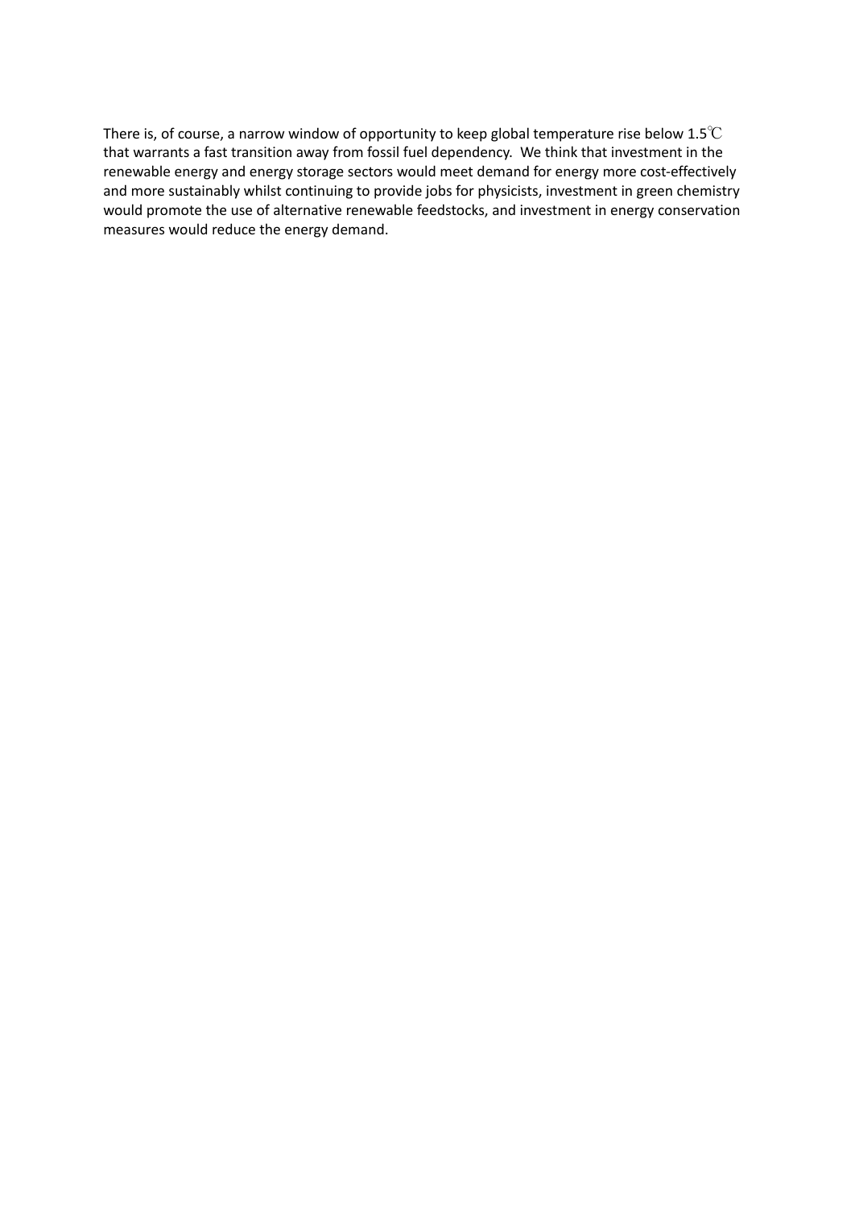There is, of course, a narrow window of opportunity to keep global temperature rise below 1.5℃ that warrants a fast transition away from fossil fuel dependency. We think that investment in the renewable energy and energy storage sectors would meet demand for energy more cost-effectively and more sustainably whilst continuing to provide jobs for physicists, investment in green chemistry would promote the use of alternative renewable feedstocks, and investment in energy conservation measures would reduce the energy demand.